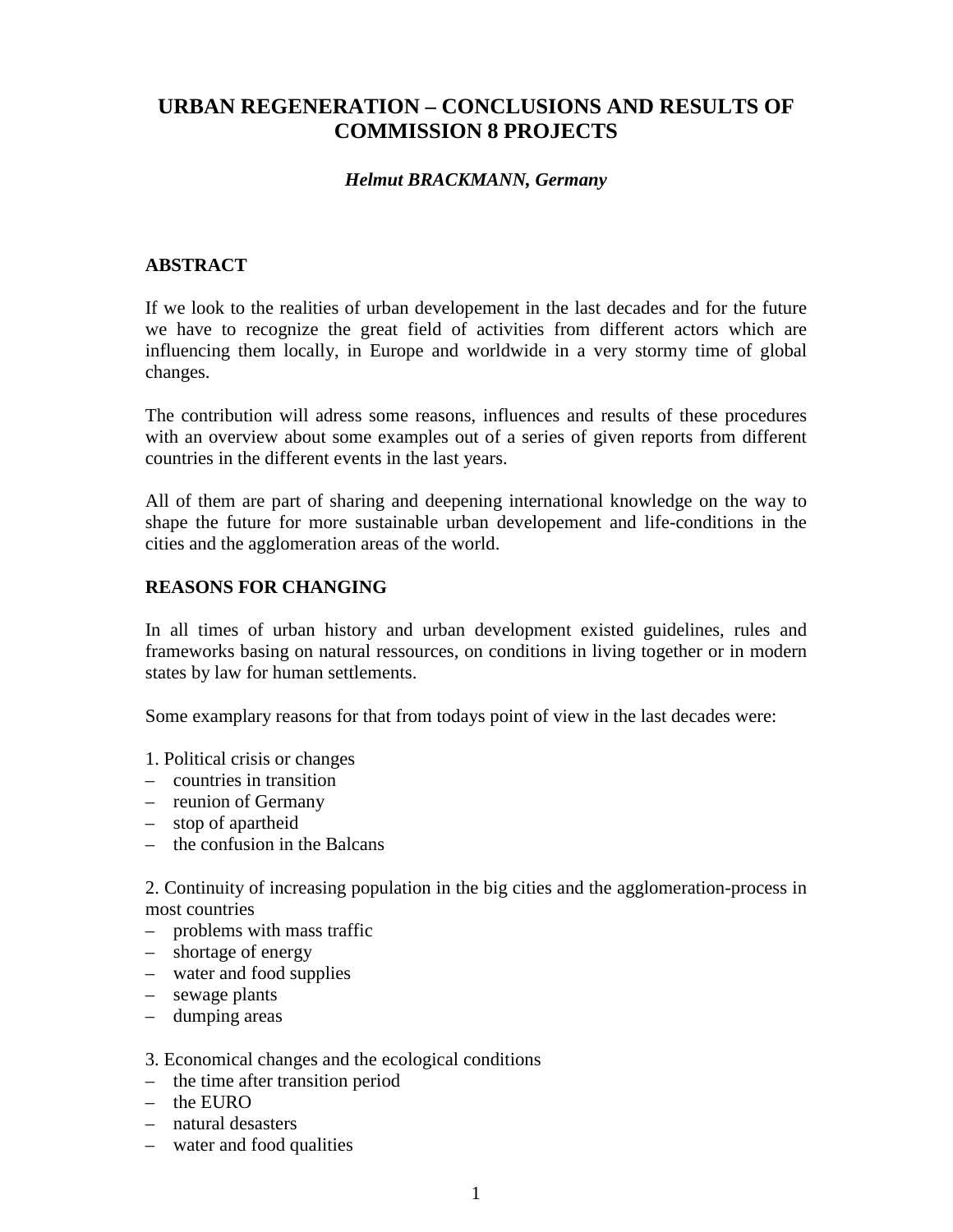# URBAN REGENERATION – CONCLUSIONS AND RESULTS OF COMMISSION 8 PROJECTS

***Helmut BRACKMANN, Germany***

## ABSTRACT

If we look to the realities of urban developement in the last decades and for the future we have to recognize the great field of activities from different actors which are influencing them locally, in Europe and worldwide in a very stormy time of global changes.

The contribution will adress some reasons, influences and results of these procedures with an overview about some examples out of a series of given reports from different countries in the different events in the last years.

All of them are part of sharing and deepening international knowledge on the way to shape the future for more sustainable urban developement and life-conditions in the cities and the agglomeration areas of the world.

## REASONS FOR CHANGING

In all times of urban history and urban development existed guidelines, rules and frameworks basing on natural ressources, on conditions in living together or in modern states by law for human settlements.

Some examplary reasons for that from todays point of view in the last decades were:

1. Political crisis or changes
- countries in transition
- reunion of Germany
- stop of apartheid
- the confusion in the Balcans

2. Continuity of increasing population in the big cities and the agglomeration-process in most countries
- problems with mass traffic
- shortage of energy
- water and food supplies
- sewage plants
- dumping areas

3. Economical changes and the ecological conditions
- the time after transition period
- the EURO
- natural desasters
- water and food qualities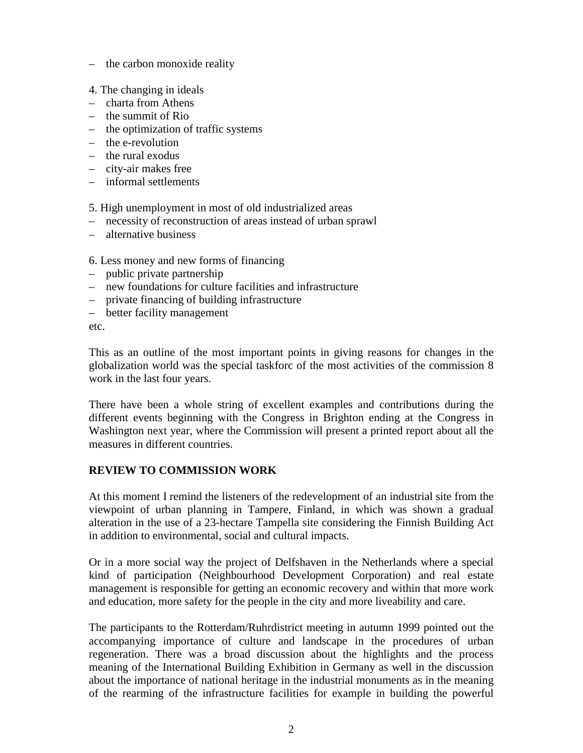– the carbon monoxide reality

4. The changing in ideals
– charta from Athens
– the summit of Rio
– the optimization of traffic systems
– the e-revolution
– the rural exodus
– city-air makes free
– informal settlements

5. High unemployment in most of old industrialized areas
– necessity of reconstruction of areas instead of urban sprawl
– alternative business

6. Less money and new forms of financing
– public private partnership
– new foundations for culture facilities and infrastructure
– private financing of building infrastructure
– better facility management

etc.

This as an outline of the most important points in giving reasons for changes in the globalization world was the special taskforc of the most activities of the commission 8 work in the last four years.

There have been a whole string of excellent examples and contributions during the different events beginning with the Congress in Brighton ending at the Congress in Washington next year, where the Commission will present a printed report about all the measures in different countries.

**REVIEW TO COMMISSION WORK**

At this moment I remind the listeners of the redevelopment of an industrial site from the viewpoint of urban planning in Tampere, Finland, in which was shown a gradual alteration in the use of a 23-hectare Tampella site considering the Finnish Building Act in addition to environmental, social and cultural impacts.

Or in a more social way the project of Delfshaven in the Netherlands where a special kind of participation (Neighbourhood Development Corporation) and real estate management is responsible for getting an economic recovery and within that more work and education, more safety for the people in the city and more liveability and care.

The participants to the Rotterdam/Ruhrdistrict meeting in autumn 1999 pointed out the accompanying importance of culture and landscape in the procedures of urban regeneration. There was a broad discussion about the highlights and the process meaning of the International Building Exhibition in Germany as well in the discussion about the importance of national heritage in the industrial monuments as in the meaning of the rearming of the infrastructure facilities for example in building the powerful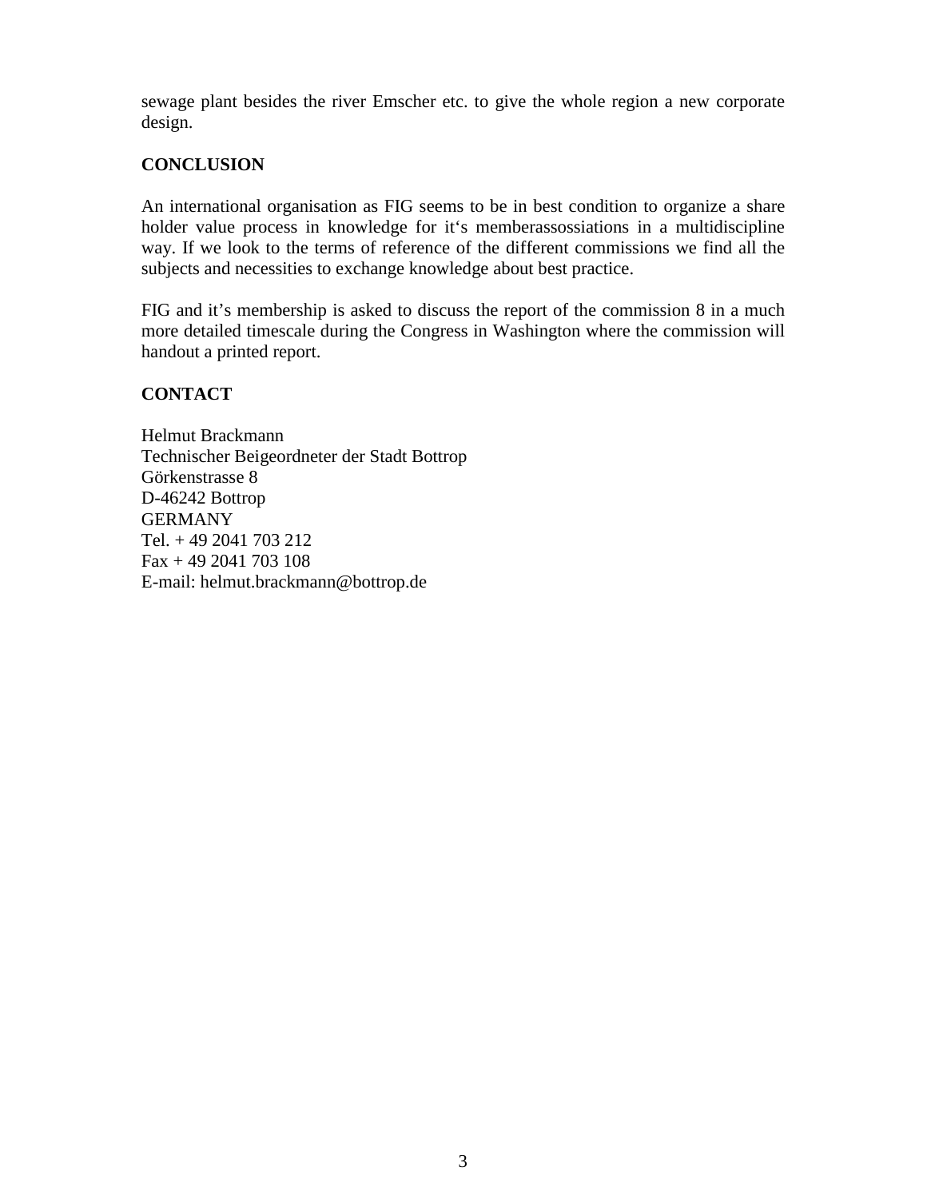sewage plant besides the river Emscher etc. to give the whole region a new corporate design.

## CONCLUSION

An international organisation as FIG seems to be in best condition to organize a share holder value process in knowledge for it‘s memberassossiations in a multidiscipline way. If we look to the terms of reference of the different commissions we find all the subjects and necessities to exchange knowledge about best practice.

FIG and it’s membership is asked to discuss the report of the commission 8 in a much more detailed timescale during the Congress in Washington where the commission will handout a printed report.

## CONTACT

Helmut Brackmann  
Technischer Beigeordneter der Stadt Bottrop  
Görkenstrasse 8  
D-46242 Bottrop  
GERMANY  
Tel. + 49 2041 703 212  
Fax + 49 2041 703 108  
E-mail: helmut.brackmann@bottrop.de